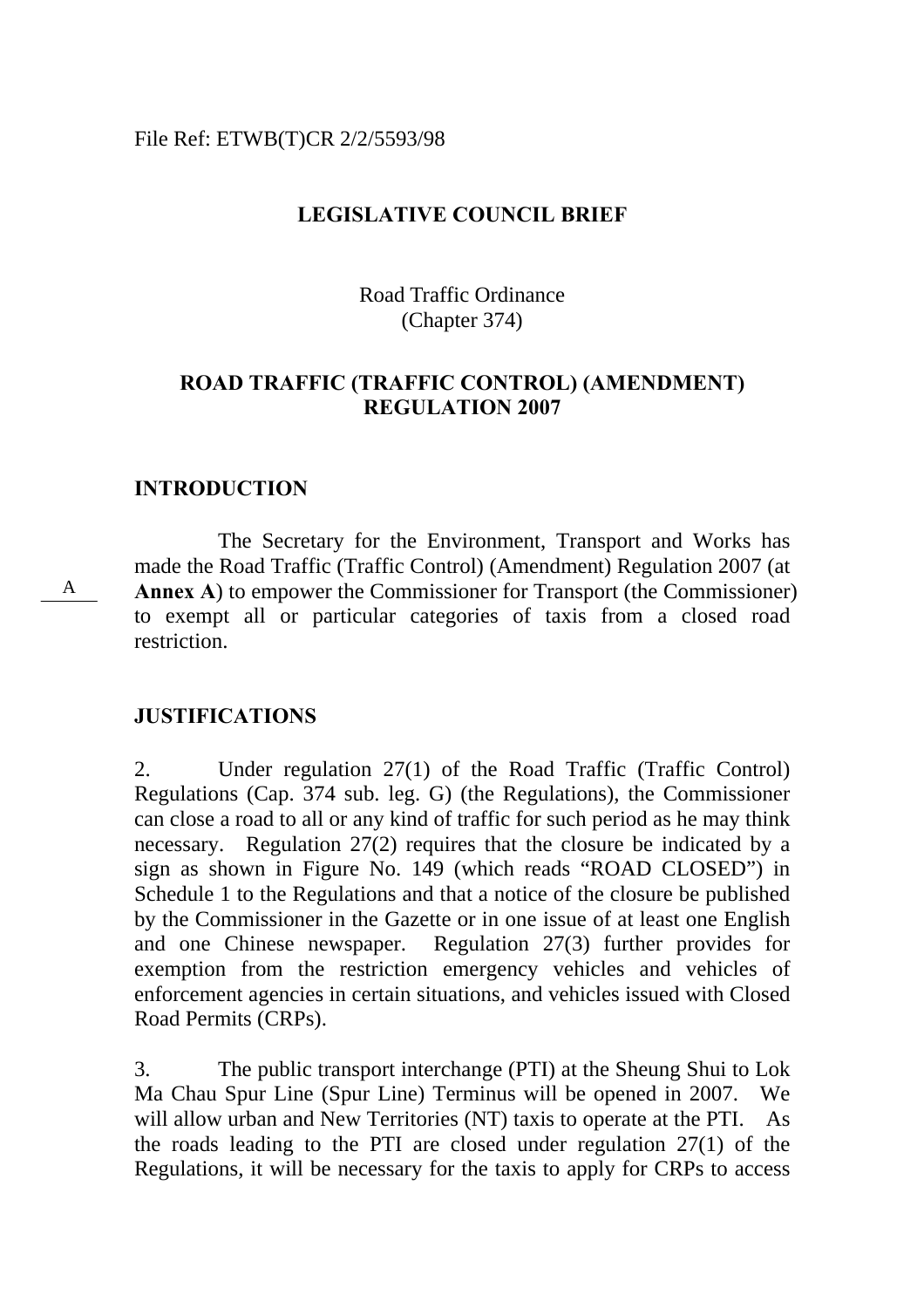File Ref: ETWB(T)CR 2/2/5593/98

## LEGISLATIVE COUNCIL BRIEF

Road Traffic Ordinance
(Chapter 374)

## ROAD TRAFFIC (TRAFFIC CONTROL) (AMENDMENT) REGULATION 2007

### INTRODUCTION

A

The Secretary for the Environment, Transport and Works has made the Road Traffic (Traffic Control) (Amendment) Regulation 2007 (at **Annex A**) to empower the Commissioner for Transport (the Commissioner) to exempt all or particular categories of taxis from a closed road restriction.

### JUSTIFICATIONS

2. Under regulation 27(1) of the Road Traffic (Traffic Control) Regulations (Cap. 374 sub. leg. G) (the Regulations), the Commissioner can close a road to all or any kind of traffic for such period as he may think necessary. Regulation 27(2) requires that the closure be indicated by a sign as shown in Figure No. 149 (which reads "ROAD CLOSED") in Schedule 1 to the Regulations and that a notice of the closure be published by the Commissioner in the Gazette or in one issue of at least one English and one Chinese newspaper. Regulation 27(3) further provides for exemption from the restriction emergency vehicles and vehicles of enforcement agencies in certain situations, and vehicles issued with Closed Road Permits (CRPs).

3. The public transport interchange (PTI) at the Sheung Shui to Lok Ma Chau Spur Line (Spur Line) Terminus will be opened in 2007. We will allow urban and New Territories (NT) taxis to operate at the PTI. As the roads leading to the PTI are closed under regulation 27(1) of the Regulations, it will be necessary for the taxis to apply for CRPs to access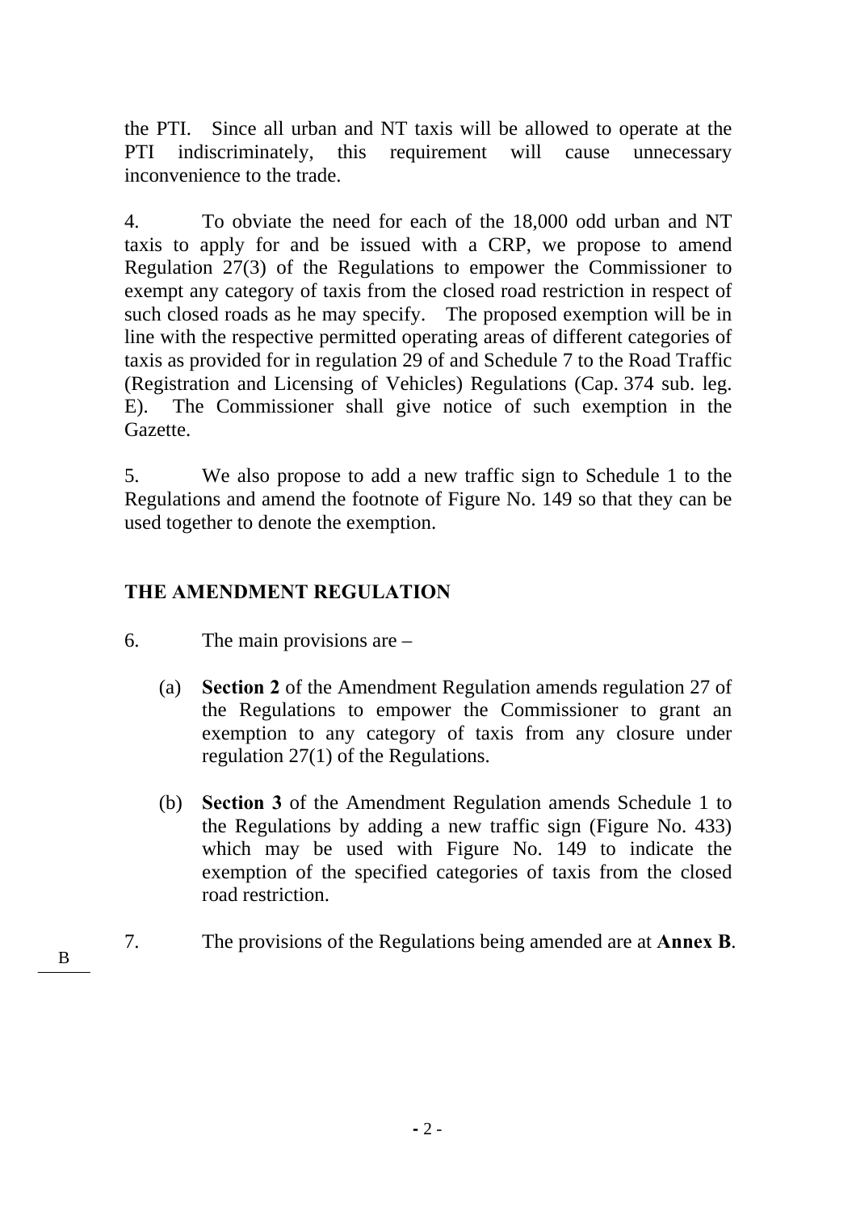the PTI. Since all urban and NT taxis will be allowed to operate at the PTI indiscriminately, this requirement will cause unnecessary inconvenience to the trade.

4. To obviate the need for each of the 18,000 odd urban and NT taxis to apply for and be issued with a CRP, we propose to amend Regulation 27(3) of the Regulations to empower the Commissioner to exempt any category of taxis from the closed road restriction in respect of such closed roads as he may specify. The proposed exemption will be in line with the respective permitted operating areas of different categories of taxis as provided for in regulation 29 of and Schedule 7 to the Road Traffic (Registration and Licensing of Vehicles) Regulations (Cap. 374 sub. leg. E). The Commissioner shall give notice of such exemption in the Gazette.

5. We also propose to add a new traffic sign to Schedule 1 to the Regulations and amend the footnote of Figure No. 149 so that they can be used together to denote the exemption.

## THE AMENDMENT REGULATION

6. The main provisions are –

(a) **Section 2** of the Amendment Regulation amends regulation 27 of the Regulations to empower the Commissioner to grant an exemption to any category of taxis from any closure under regulation 27(1) of the Regulations.

(b) **Section 3** of the Amendment Regulation amends Schedule 1 to the Regulations by adding a new traffic sign (Figure No. 433) which may be used with Figure No. 149 to indicate the exemption of the specified categories of taxis from the closed road restriction.

7. The provisions of the Regulations being amended are at **Annex B**.

B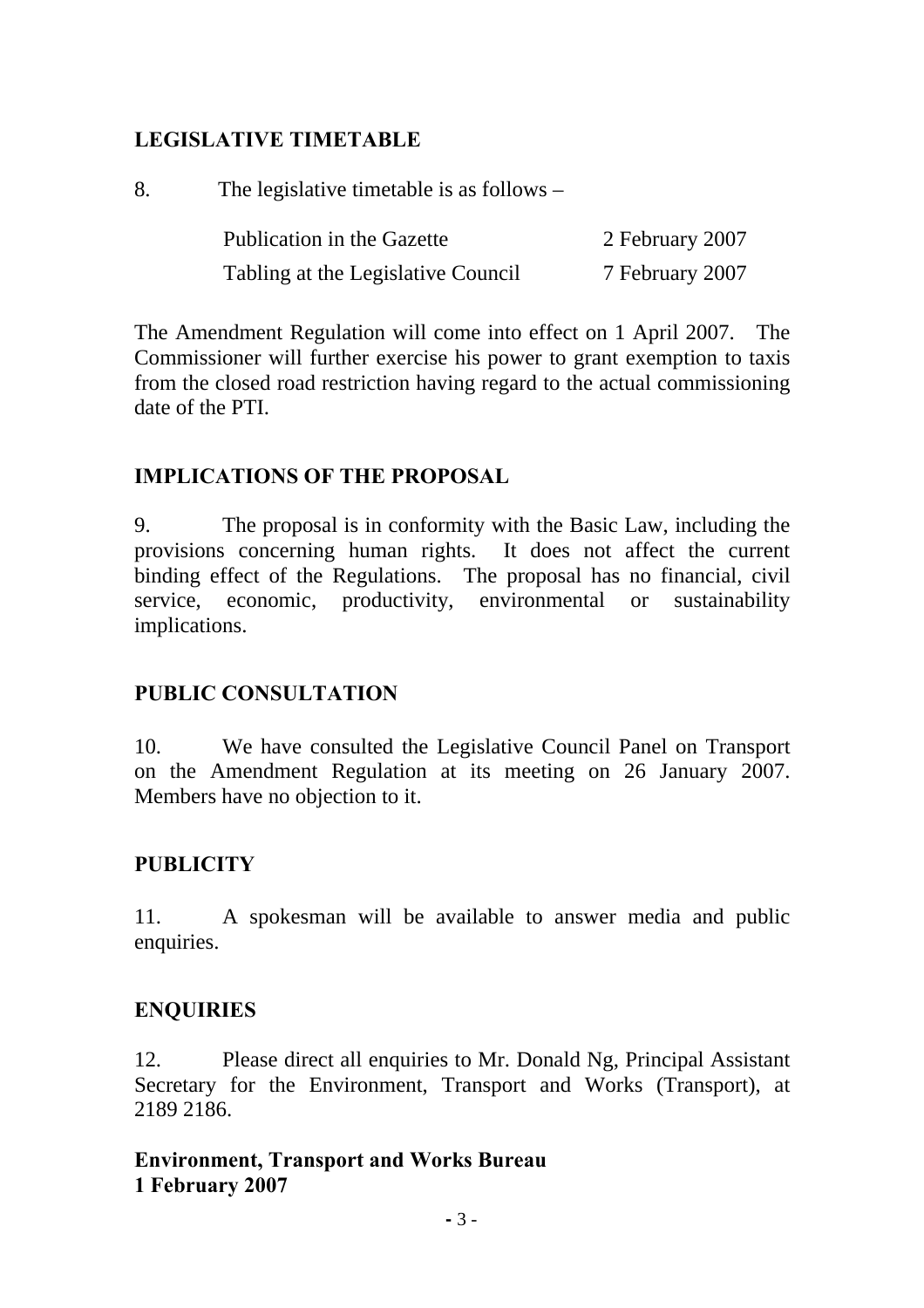## LEGISLATIVE TIMETABLE

8. The legislative timetable is as follows –

| | |
|---|---|
| Publication in the Gazette | 2 February 2007 |
| Tabling at the Legislative Council | 7 February 2007 |

The Amendment Regulation will come into effect on 1 April 2007. The Commissioner will further exercise his power to grant exemption to taxis from the closed road restriction having regard to the actual commissioning date of the PTI.

## IMPLICATIONS OF THE PROPOSAL

9. The proposal is in conformity with the Basic Law, including the provisions concerning human rights. It does not affect the current binding effect of the Regulations. The proposal has no financial, civil service, economic, productivity, environmental or sustainability implications.

## PUBLIC CONSULTATION

10. We have consulted the Legislative Council Panel on Transport on the Amendment Regulation at its meeting on 26 January 2007. Members have no objection to it.

## PUBLICITY

11. A spokesman will be available to answer media and public enquiries.

## ENQUIRIES

12. Please direct all enquiries to Mr. Donald Ng, Principal Assistant Secretary for the Environment, Transport and Works (Transport), at 2189 2186.

**Environment, Transport and Works Bureau**
**1 February 2007**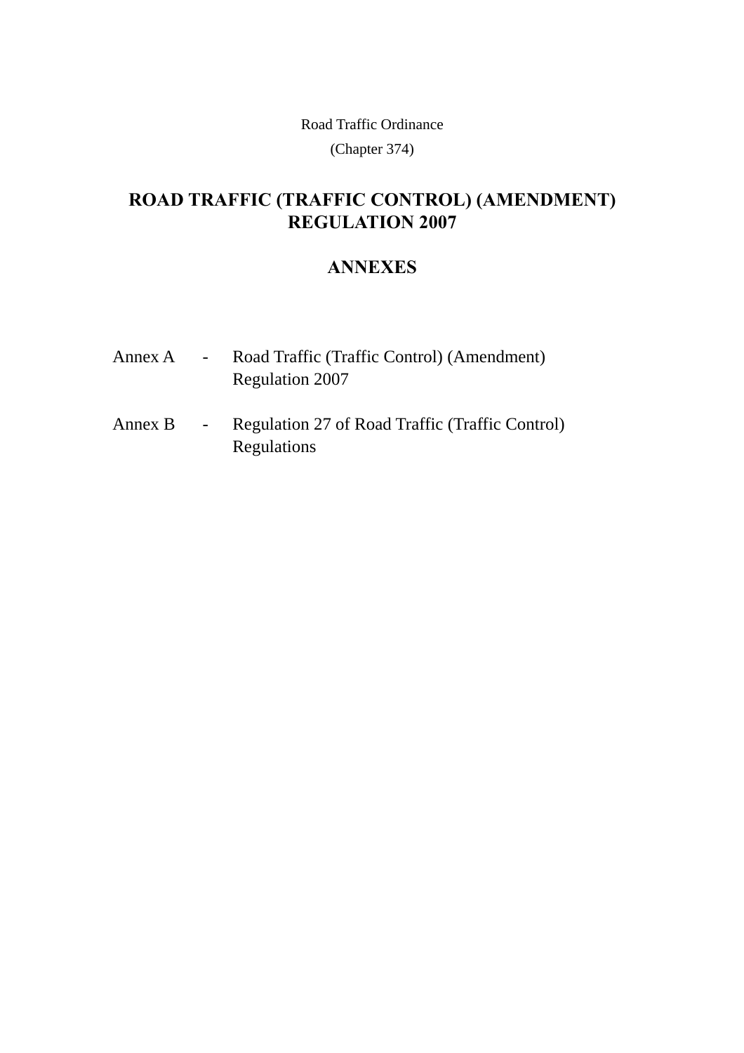Road Traffic Ordinance

(Chapter 374)

# ROAD TRAFFIC (TRAFFIC CONTROL) (AMENDMENT) REGULATION 2007

## ANNEXES

| | | |
|---|---|---|
| Annex A | - | Road Traffic (Traffic Control) (Amendment) Regulation 2007 |
| Annex B | - | Regulation 27 of Road Traffic (Traffic Control) Regulations |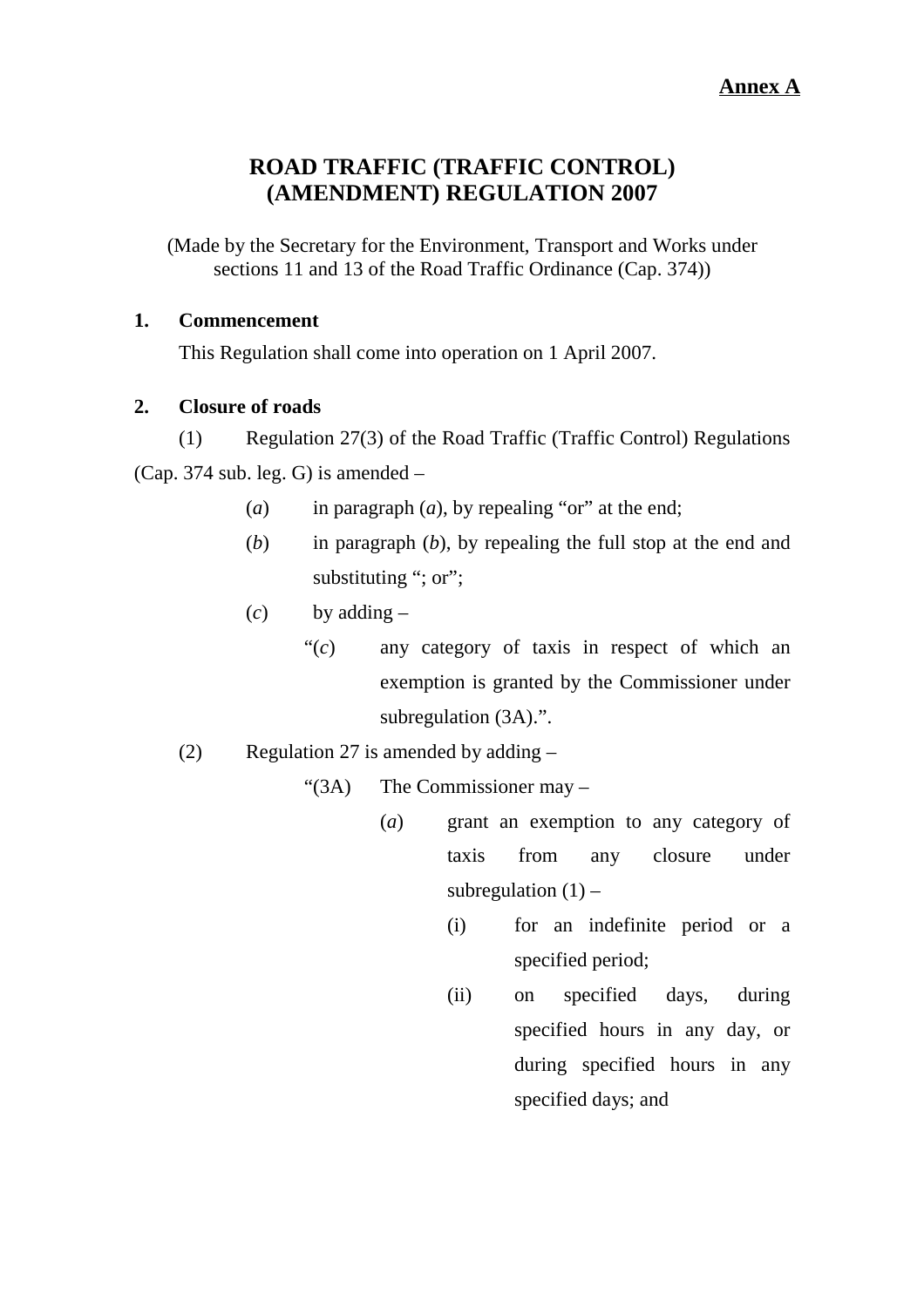**Annex A**

# ROAD TRAFFIC (TRAFFIC CONTROL) (AMENDMENT) REGULATION 2007

(Made by the Secretary for the Environment, Transport and Works under sections 11 and 13 of the Road Traffic Ordinance (Cap. 374))

**1. Commencement**

This Regulation shall come into operation on 1 April 2007.

**2. Closure of roads**

(1) Regulation 27(3) of the Road Traffic (Traffic Control) Regulations (Cap. 374 sub. leg. G) is amended –

- (*a*) in paragraph (*a*), by repealing "or" at the end;
- (*b*) in paragraph (*b*), by repealing the full stop at the end and substituting "; or";
- (*c*) by adding –
  - "(*c*) any category of taxis in respect of which an exemption is granted by the Commissioner under subregulation (3A).".

(2) Regulation 27 is amended by adding –

"(3A) The Commissioner may –

- (*a*) grant an exemption to any category of taxis from any closure under subregulation (1) –
  - (i) for an indefinite period or a specified period;
  - (ii) on specified days, during specified hours in any day, or during specified hours in any specified days; and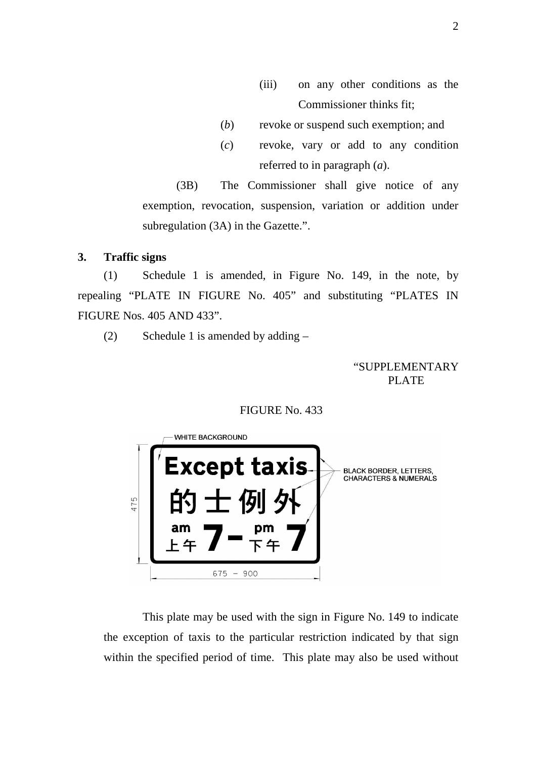(iii) on any other conditions as the Commissioner thinks fit;

(*b*) revoke or suspend such exemption; and

(*c*) revoke, vary or add to any condition referred to in paragraph (*a*).

(3B) The Commissioner shall give notice of any exemption, revocation, suspension, variation or addition under subregulation (3A) in the Gazette.".

**3. Traffic signs**

(1) Schedule 1 is amended, in Figure No. 149, in the note, by repealing "PLATE IN FIGURE No. 405" and substituting "PLATES IN FIGURE Nos. 405 AND 433".

(2) Schedule 1 is amended by adding –

"SUPPLEMENTARY PLATE

FIGURE No. 433

WHITE BACKGROUND

Except taxis
的士例外
am 上午 7 – pm 下午 7

BLACK BORDER, LETTERS, CHARACTERS & NUMERALS

475

675 – 900

This plate may be used with the sign in Figure No. 149 to indicate the exception of taxis to the particular restriction indicated by that sign within the specified period of time. This plate may also be used without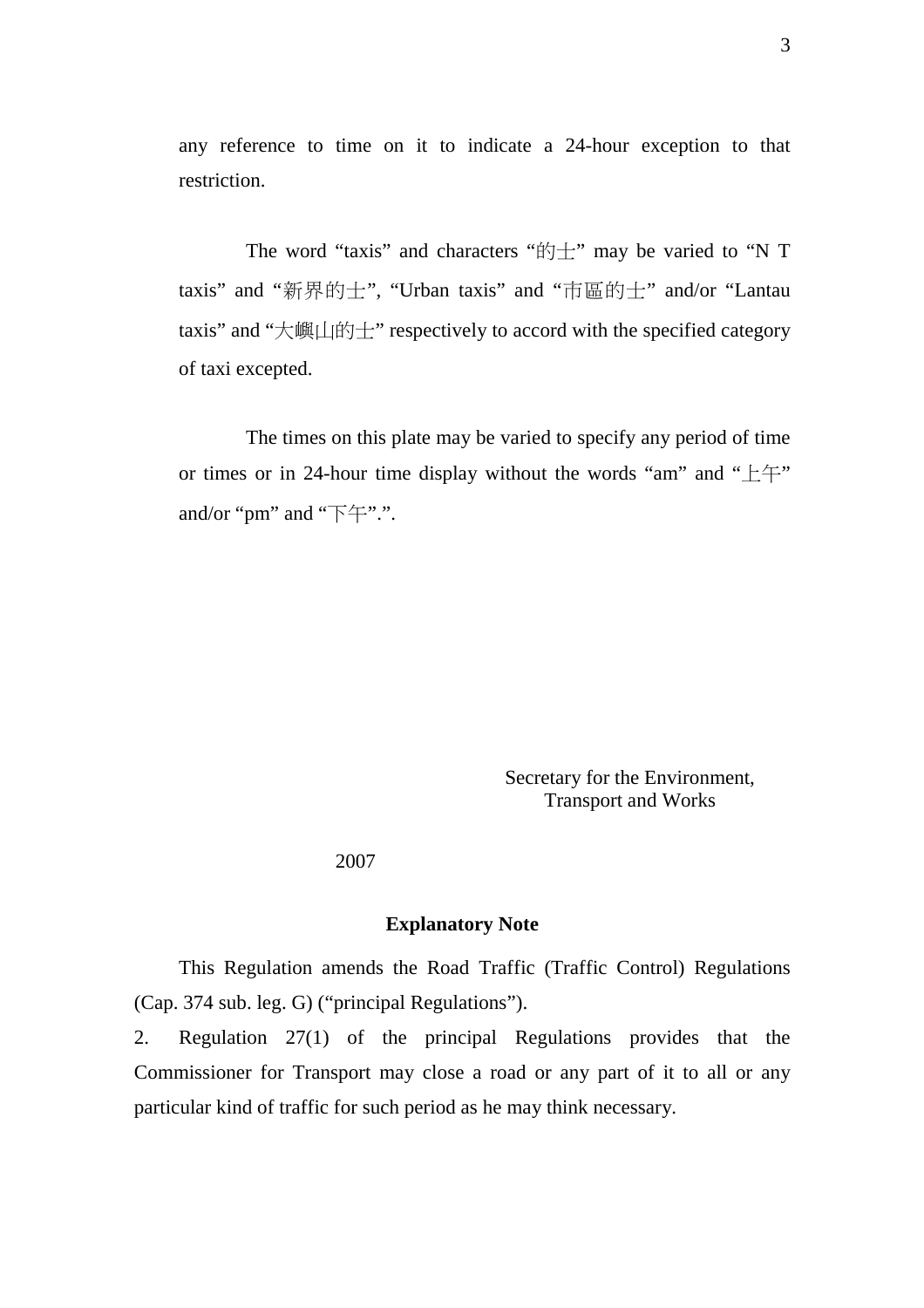any reference to time on it to indicate a 24-hour exception to that restriction.

The word “taxis” and characters “的士” may be varied to “N T taxis” and “新界的士”, “Urban taxis” and “市區的士” and/or “Lantau taxis” and “大嶼山的士” respectively to accord with the specified category of taxi excepted.

The times on this plate may be varied to specify any period of time or times or in 24-hour time display without the words “am” and “上午” and/or “pm” and “下午”.”.

Secretary for the Environment,
Transport and Works

2007

**Explanatory Note**

This Regulation amends the Road Traffic (Traffic Control) Regulations (Cap. 374 sub. leg. G) (“principal Regulations”).

2. Regulation 27(1) of the principal Regulations provides that the Commissioner for Transport may close a road or any part of it to all or any particular kind of traffic for such period as he may think necessary.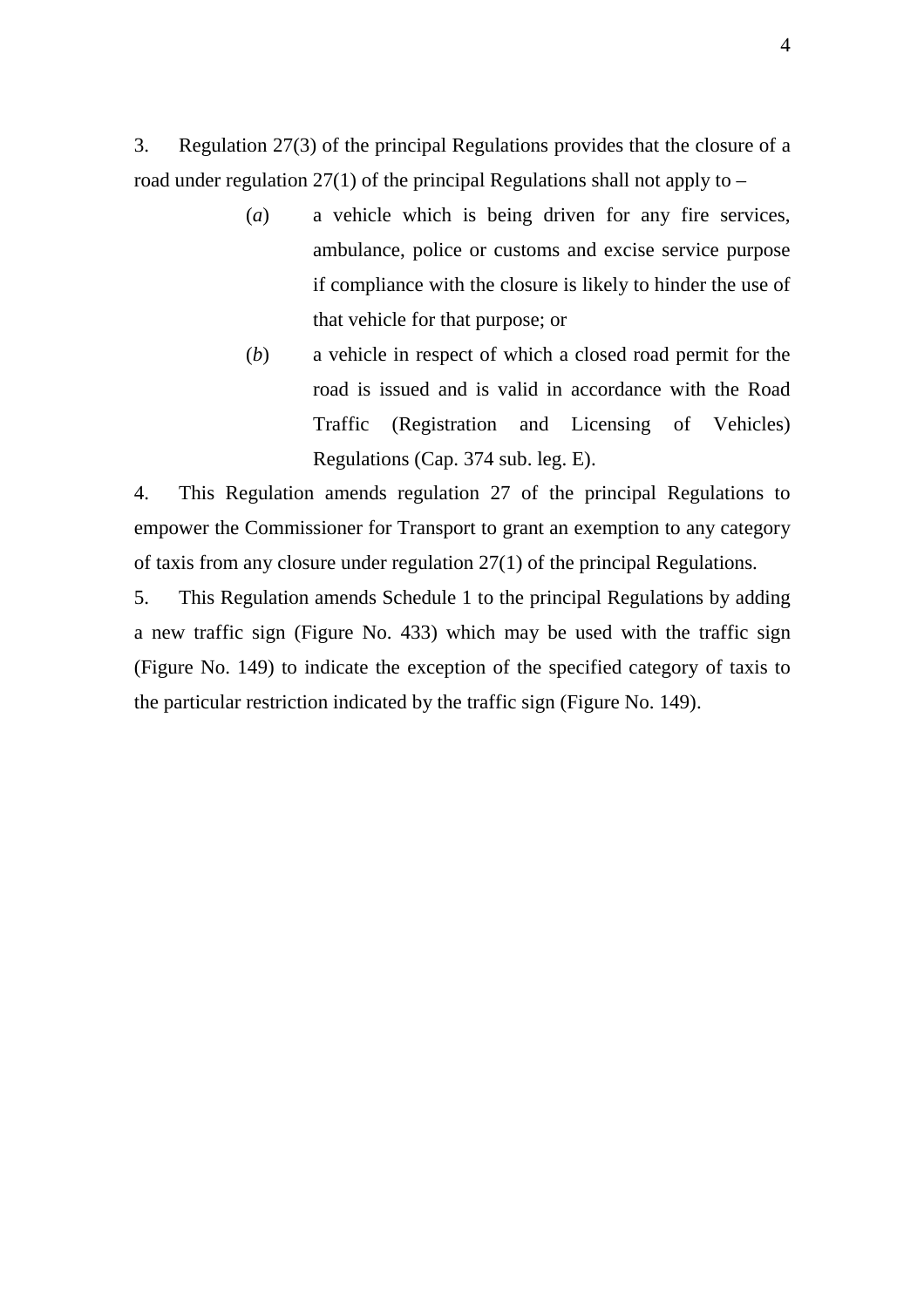3. Regulation 27(3) of the principal Regulations provides that the closure of a road under regulation 27(1) of the principal Regulations shall not apply to –

(*a*) a vehicle which is being driven for any fire services, ambulance, police or customs and excise service purpose if compliance with the closure is likely to hinder the use of that vehicle for that purpose; or

(*b*) a vehicle in respect of which a closed road permit for the road is issued and is valid in accordance with the Road Traffic (Registration and Licensing of Vehicles) Regulations (Cap. 374 sub. leg. E).

4. This Regulation amends regulation 27 of the principal Regulations to empower the Commissioner for Transport to grant an exemption to any category of taxis from any closure under regulation 27(1) of the principal Regulations.

5. This Regulation amends Schedule 1 to the principal Regulations by adding a new traffic sign (Figure No. 433) which may be used with the traffic sign (Figure No. 149) to indicate the exception of the specified category of taxis to the particular restriction indicated by the traffic sign (Figure No. 149).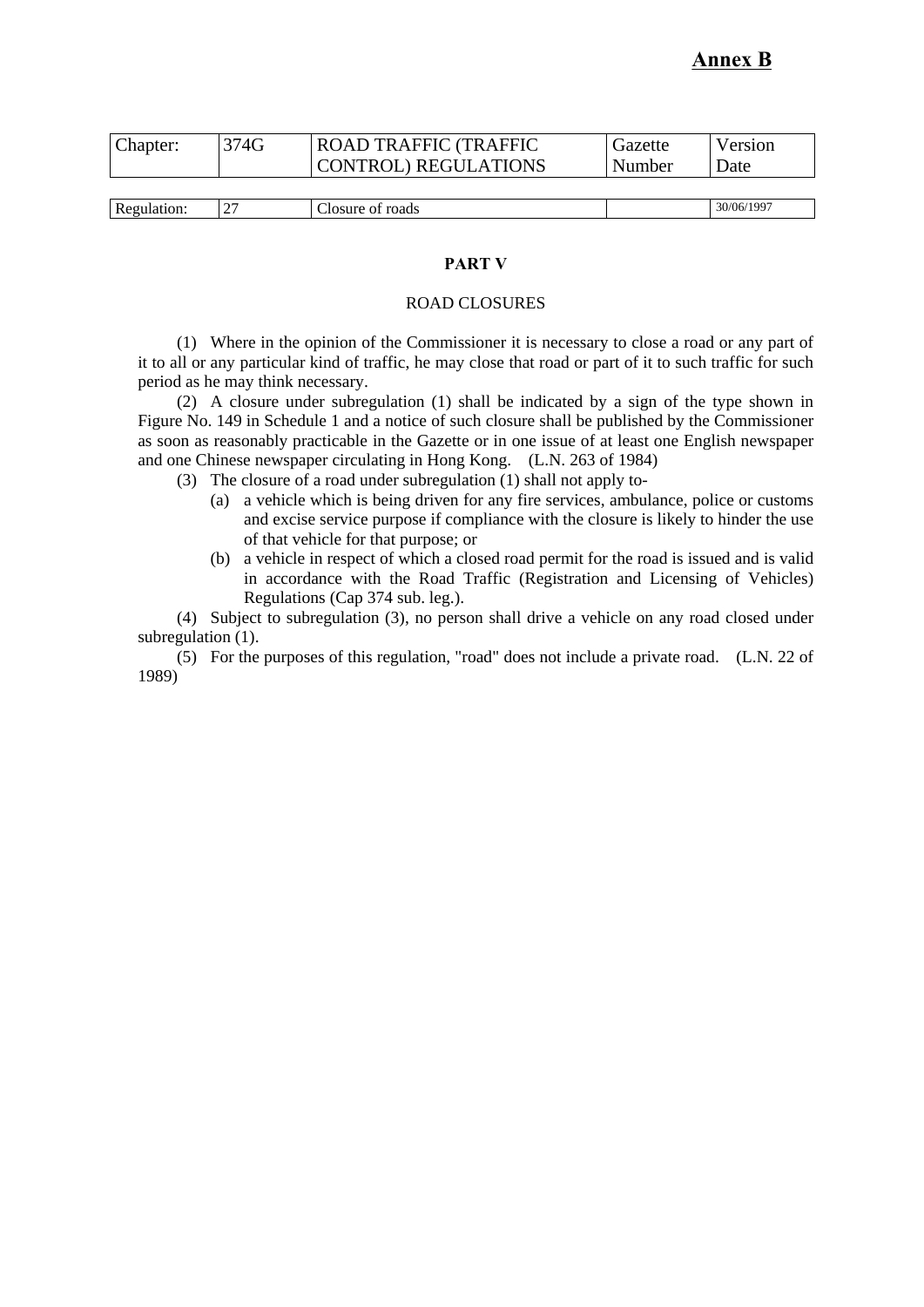**Annex B**

| Chapter: | 374G | ROAD TRAFFIC (TRAFFIC CONTROL) REGULATIONS | Gazette Number | Version Date |
|---|---|---|---|---|
| Regulation: | 27 | Closure of roads | | 30/06/1997 |

**PART V**

ROAD CLOSURES

(1) Where in the opinion of the Commissioner it is necessary to close a road or any part of it to all or any particular kind of traffic, he may close that road or part of it to such traffic for such period as he may think necessary.

(2) A closure under subregulation (1) shall be indicated by a sign of the type shown in Figure No. 149 in Schedule 1 and a notice of such closure shall be published by the Commissioner as soon as reasonably practicable in the Gazette or in one issue of at least one English newspaper and one Chinese newspaper circulating in Hong Kong. (L.N. 263 of 1984)

(3) The closure of a road under subregulation (1) shall not apply to-

(a) a vehicle which is being driven for any fire services, ambulance, police or customs and excise service purpose if compliance with the closure is likely to hinder the use of that vehicle for that purpose; or

(b) a vehicle in respect of which a closed road permit for the road is issued and is valid in accordance with the Road Traffic (Registration and Licensing of Vehicles) Regulations (Cap 374 sub. leg.).

(4) Subject to subregulation (3), no person shall drive a vehicle on any road closed under subregulation (1).

(5) For the purposes of this regulation, "road" does not include a private road. (L.N. 22 of 1989)